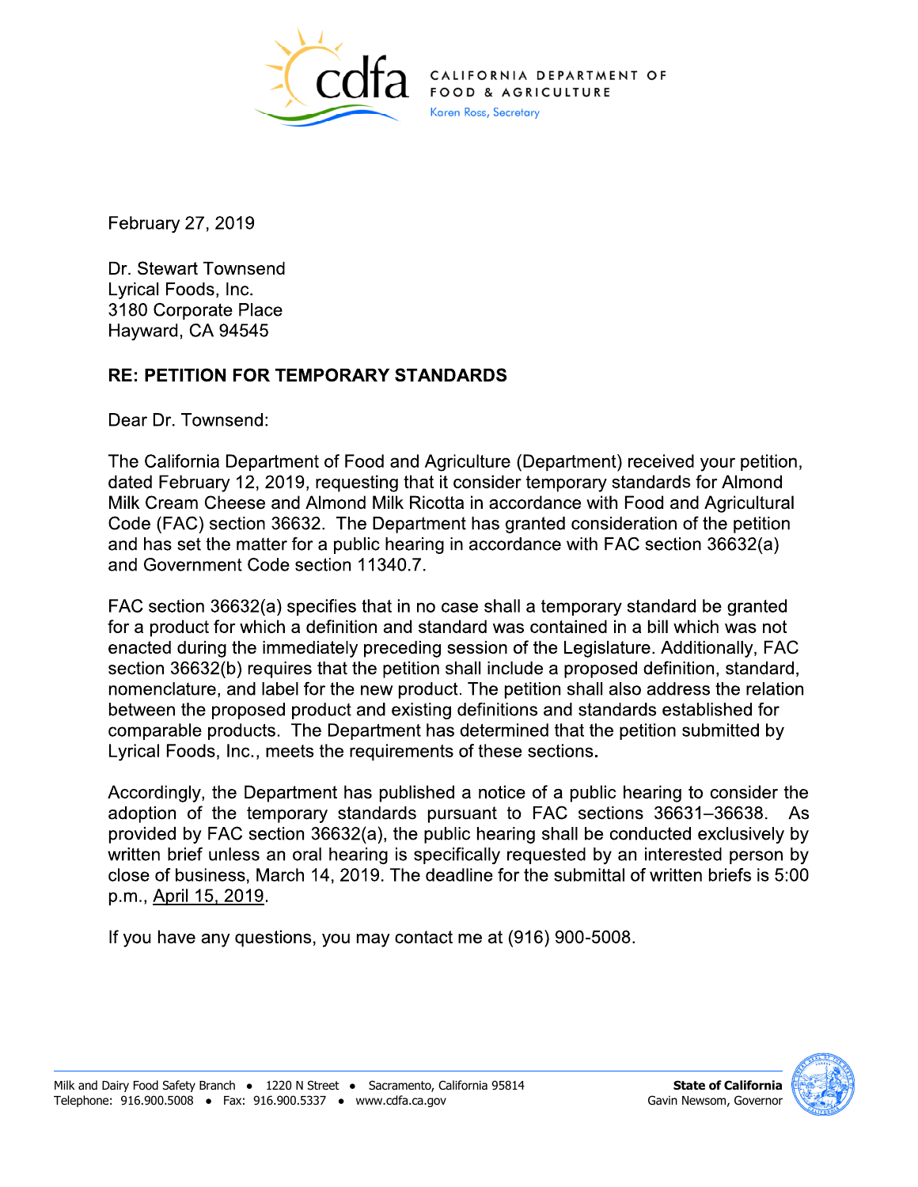CALIFORNIA DEPARTMENT OF FOOD & AGRICULTURE
Karen Ross, Secretary

February 27, 2019

Dr. Stewart Townsend
Lyrical Foods, Inc.
3180 Corporate Place
Hayward, CA 94545

**RE: PETITION FOR TEMPORARY STANDARDS**

Dear Dr. Townsend:

The California Department of Food and Agriculture (Department) received your petition, dated February 12, 2019, requesting that it consider temporary standards for Almond Milk Cream Cheese and Almond Milk Ricotta in accordance with Food and Agricultural Code (FAC) section 36632. The Department has granted consideration of the petition and has set the matter for a public hearing in accordance with FAC section 36632(a) and Government Code section 11340.7.

FAC section 36632(a) specifies that in no case shall a temporary standard be granted for a product for which a definition and standard was contained in a bill which was not enacted during the immediately preceding session of the Legislature. Additionally, FAC section 36632(b) requires that the petition shall include a proposed definition, standard, nomenclature, and label for the new product. The petition shall also address the relation between the proposed product and existing definitions and standards established for comparable products. The Department has determined that the petition submitted by Lyrical Foods, Inc., meets the requirements of these sections.

Accordingly, the Department has published a notice of a public hearing to consider the adoption of the temporary standards pursuant to FAC sections 36631–36638. As provided by FAC section 36632(a), the public hearing shall be conducted exclusively by written brief unless an oral hearing is specifically requested by an interested person by close of business, March 14, 2019. The deadline for the submittal of written briefs is 5:00 p.m., April 15, 2019.

If you have any questions, you may contact me at (916) 900-5008.

Milk and Dairy Food Safety Branch • 1220 N Street • Sacramento, California 95814
Telephone: 916.900.5008 • Fax: 916.900.5337 • www.cdfa.ca.gov

**State of California**
Gavin Newsom, Governor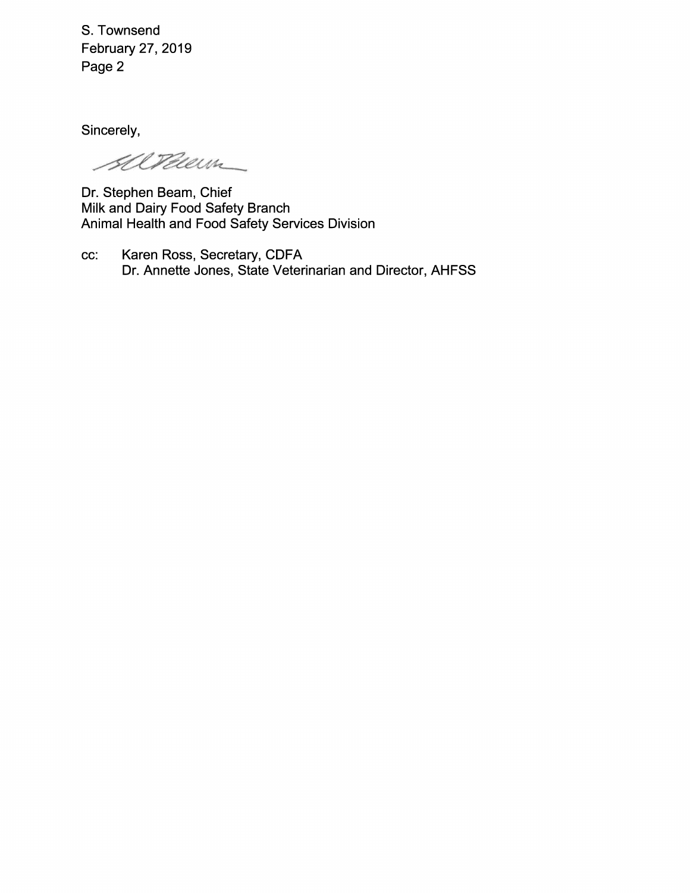Sincerely,

Dr. Stephen Beam, Chief
Milk and Dairy Food Safety Branch
Animal Health and Food Safety Services Division

cc: Karen Ross, Secretary, CDFA
Dr. Annette Jones, State Veterinarian and Director, AHFSS